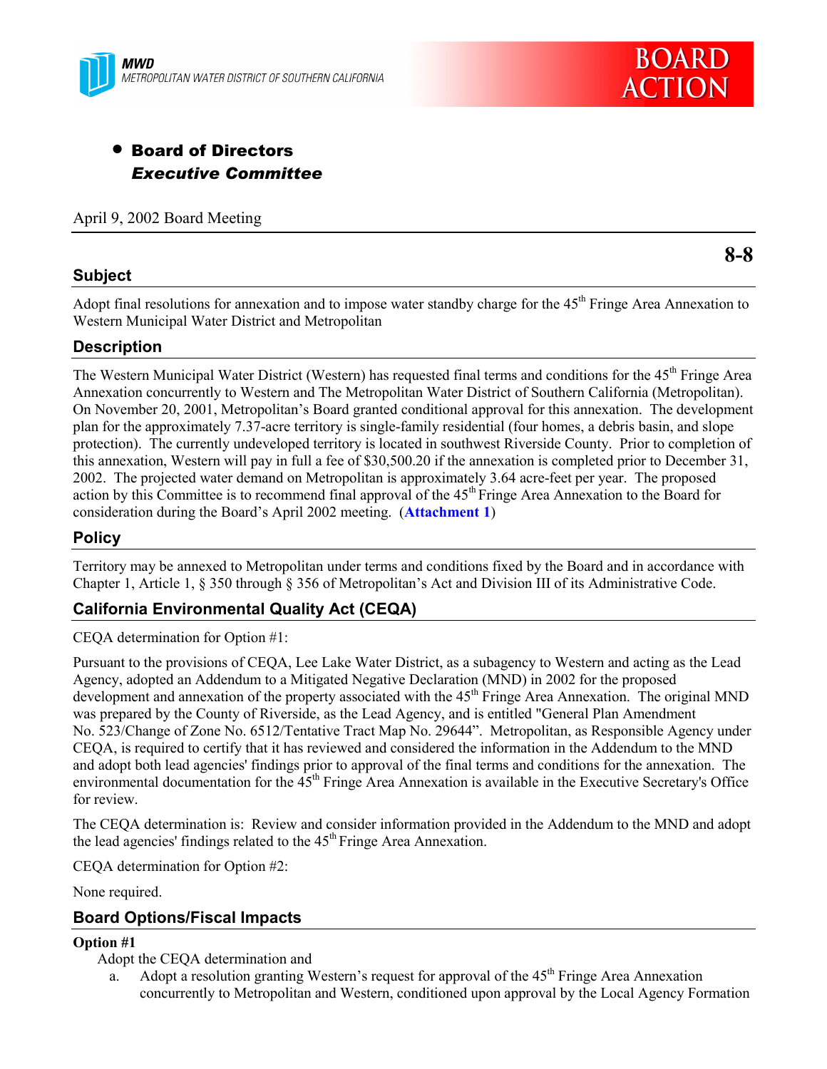MWD
METROPOLITAN WATER DISTRICT OF SOUTHERN CALIFORNIA

BOARD ACTION

- **Board of Directors**
  ***Executive Committee***

April 9, 2002 Board Meeting

**8-8**

## Subject

Adopt final resolutions for annexation and to impose water standby charge for the 45th Fringe Area Annexation to Western Municipal Water District and Metropolitan

## Description

The Western Municipal Water District (Western) has requested final terms and conditions for the 45th Fringe Area Annexation concurrently to Western and The Metropolitan Water District of Southern California (Metropolitan). On November 20, 2001, Metropolitan's Board granted conditional approval for this annexation. The development plan for the approximately 7.37-acre territory is single-family residential (four homes, a debris basin, and slope protection). The currently undeveloped territory is located in southwest Riverside County. Prior to completion of this annexation, Western will pay in full a fee of $30,500.20 if the annexation is completed prior to December 31, 2002. The projected water demand on Metropolitan is approximately 3.64 acre-feet per year. The proposed action by this Committee is to recommend final approval of the 45th Fringe Area Annexation to the Board for consideration during the Board's April 2002 meeting. (**Attachment 1**)

## Policy

Territory may be annexed to Metropolitan under terms and conditions fixed by the Board and in accordance with Chapter 1, Article 1, § 350 through § 356 of Metropolitan's Act and Division III of its Administrative Code.

## California Environmental Quality Act (CEQA)

CEQA determination for Option #1:

Pursuant to the provisions of CEQA, Lee Lake Water District, as a subagency to Western and acting as the Lead Agency, adopted an Addendum to a Mitigated Negative Declaration (MND) in 2002 for the proposed development and annexation of the property associated with the 45th Fringe Area Annexation. The original MND was prepared by the County of Riverside, as the Lead Agency, and is entitled "General Plan Amendment No. 523/Change of Zone No. 6512/Tentative Tract Map No. 29644". Metropolitan, as Responsible Agency under CEQA, is required to certify that it has reviewed and considered the information in the Addendum to the MND and adopt both lead agencies' findings prior to approval of the final terms and conditions for the annexation. The environmental documentation for the 45th Fringe Area Annexation is available in the Executive Secretary's Office for review.

The CEQA determination is: Review and consider information provided in the Addendum to the MND and adopt the lead agencies' findings related to the 45th Fringe Area Annexation.

CEQA determination for Option #2:

None required.

## Board Options/Fiscal Impacts

**Option #1**

Adopt the CEQA determination and

a. Adopt a resolution granting Western's request for approval of the 45th Fringe Area Annexation concurrently to Metropolitan and Western, conditioned upon approval by the Local Agency Formation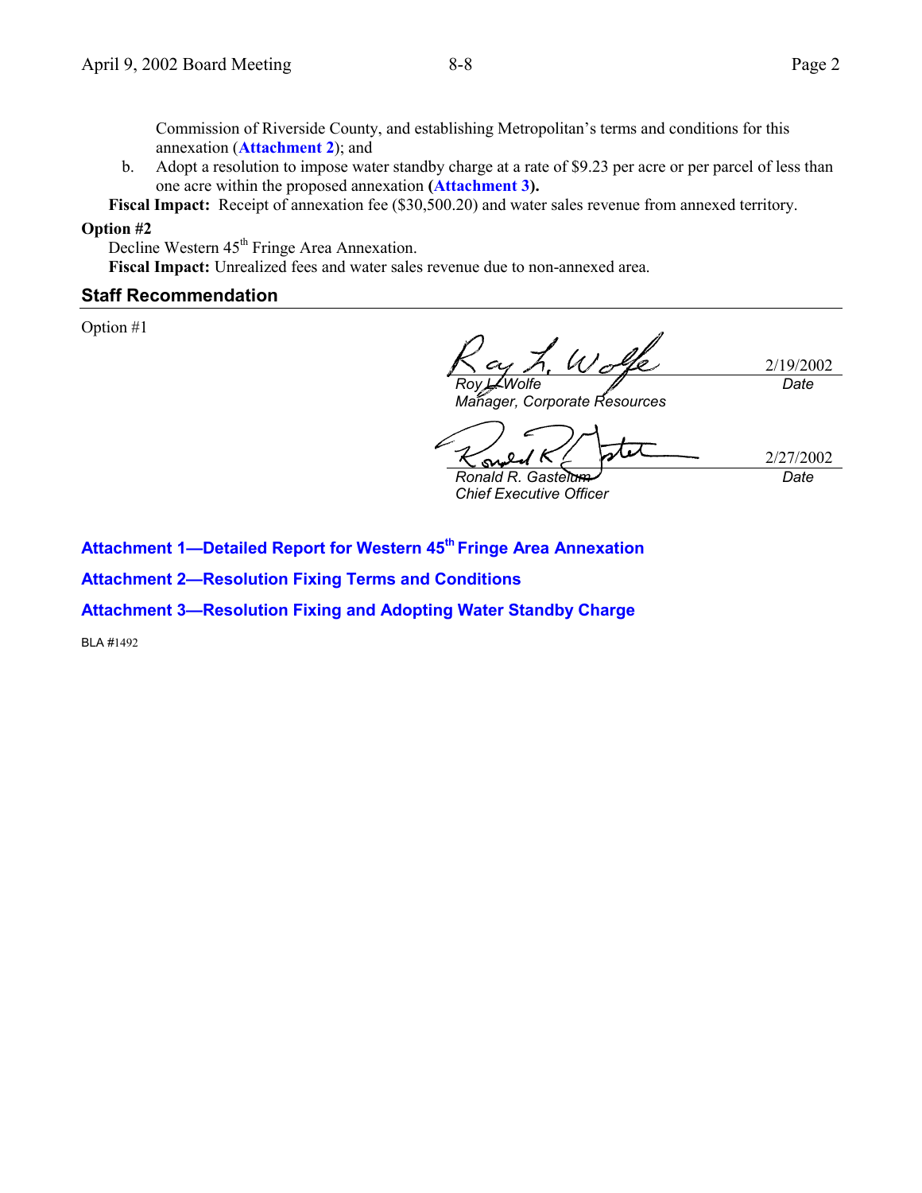Commission of Riverside County, and establishing Metropolitan's terms and conditions for this annexation (**Attachment 2**); and

b. Adopt a resolution to impose water standby charge at a rate of $9.23 per acre or per parcel of less than one acre within the proposed annexation **(Attachment 3).**

**Fiscal Impact:** Receipt of annexation fee ($30,500.20) and water sales revenue from annexed territory.

**Option #2**

Decline Western 45th Fringe Area Annexation.

**Fiscal Impact:** Unrealized fees and water sales revenue due to non-annexed area.

## Staff Recommendation

Option #1

| | |
|---|---|
| *Roy L. Wolfe*<br>*Manager, Corporate Resources* | 2/19/2002<br>*Date* |
| *Ronald R. Gastelum*<br>*Chief Executive Officer* | 2/27/2002<br>*Date* |

**Attachment 1—Detailed Report for Western 45th Fringe Area Annexation**

**Attachment 2—Resolution Fixing Terms and Conditions**

**Attachment 3—Resolution Fixing and Adopting Water Standby Charge**

BLA #1492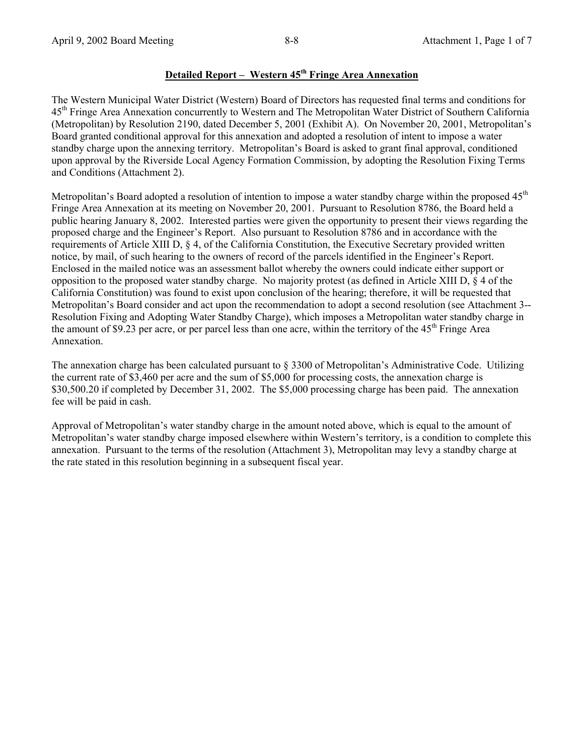## Detailed Report – Western 45th Fringe Area Annexation

The Western Municipal Water District (Western) Board of Directors has requested final terms and conditions for 45th Fringe Area Annexation concurrently to Western and The Metropolitan Water District of Southern California (Metropolitan) by Resolution 2190, dated December 5, 2001 (Exhibit A). On November 20, 2001, Metropolitan's Board granted conditional approval for this annexation and adopted a resolution of intent to impose a water standby charge upon the annexing territory. Metropolitan's Board is asked to grant final approval, conditioned upon approval by the Riverside Local Agency Formation Commission, by adopting the Resolution Fixing Terms and Conditions (Attachment 2).

Metropolitan's Board adopted a resolution of intention to impose a water standby charge within the proposed 45th Fringe Area Annexation at its meeting on November 20, 2001. Pursuant to Resolution 8786, the Board held a public hearing January 8, 2002. Interested parties were given the opportunity to present their views regarding the proposed charge and the Engineer's Report. Also pursuant to Resolution 8786 and in accordance with the requirements of Article XIII D, § 4, of the California Constitution, the Executive Secretary provided written notice, by mail, of such hearing to the owners of record of the parcels identified in the Engineer's Report. Enclosed in the mailed notice was an assessment ballot whereby the owners could indicate either support or opposition to the proposed water standby charge. No majority protest (as defined in Article XIII D, § 4 of the California Constitution) was found to exist upon conclusion of the hearing; therefore, it will be requested that Metropolitan's Board consider and act upon the recommendation to adopt a second resolution (see Attachment 3--Resolution Fixing and Adopting Water Standby Charge), which imposes a Metropolitan water standby charge in the amount of $9.23 per acre, or per parcel less than one acre, within the territory of the 45th Fringe Area Annexation.

The annexation charge has been calculated pursuant to § 3300 of Metropolitan's Administrative Code. Utilizing the current rate of $3,460 per acre and the sum of $5,000 for processing costs, the annexation charge is $30,500.20 if completed by December 31, 2002. The $5,000 processing charge has been paid. The annexation fee will be paid in cash.

Approval of Metropolitan's water standby charge in the amount noted above, which is equal to the amount of Metropolitan's water standby charge imposed elsewhere within Western's territory, is a condition to complete this annexation. Pursuant to the terms of the resolution (Attachment 3), Metropolitan may levy a standby charge at the rate stated in this resolution beginning in a subsequent fiscal year.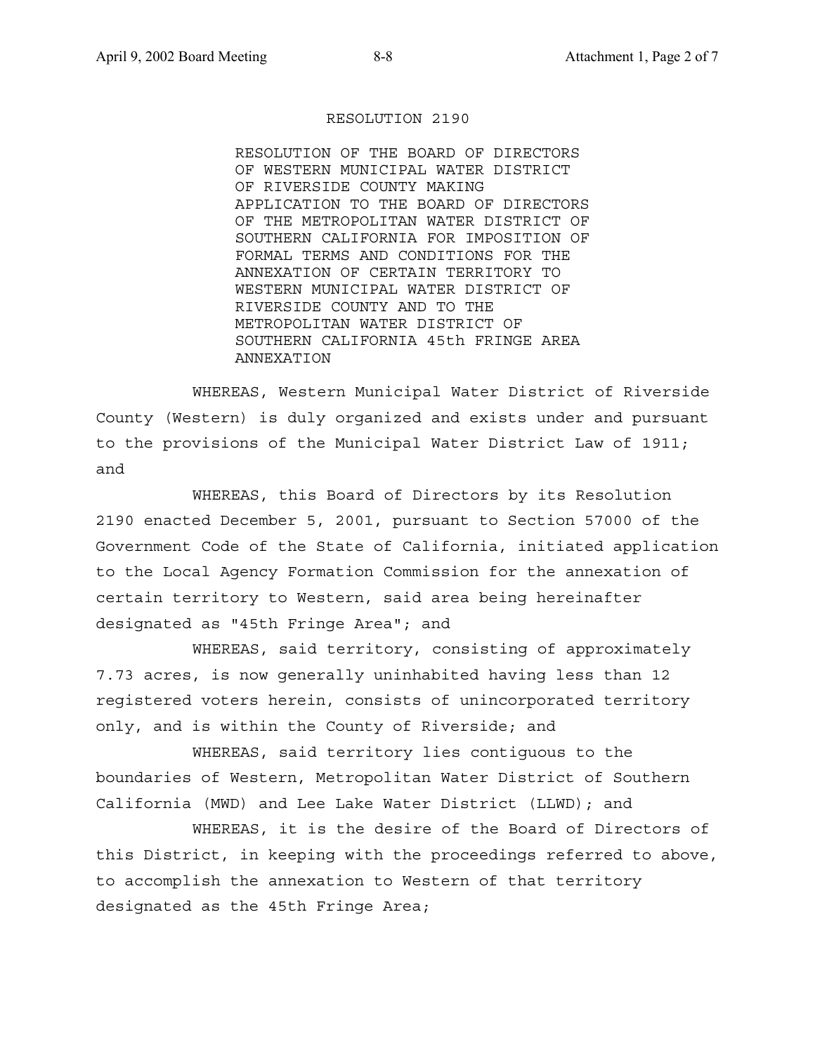# RESOLUTION 2190

RESOLUTION OF THE BOARD OF DIRECTORS OF WESTERN MUNICIPAL WATER DISTRICT OF RIVERSIDE COUNTY MAKING APPLICATION TO THE BOARD OF DIRECTORS OF THE METROPOLITAN WATER DISTRICT OF SOUTHERN CALIFORNIA FOR IMPOSITION OF FORMAL TERMS AND CONDITIONS FOR THE ANNEXATION OF CERTAIN TERRITORY TO WESTERN MUNICIPAL WATER DISTRICT OF RIVERSIDE COUNTY AND TO THE METROPOLITAN WATER DISTRICT OF SOUTHERN CALIFORNIA 45th FRINGE AREA ANNEXATION

WHEREAS, Western Municipal Water District of Riverside County (Western) is duly organized and exists under and pursuant to the provisions of the Municipal Water District Law of 1911; and

WHEREAS, this Board of Directors by its Resolution 2190 enacted December 5, 2001, pursuant to Section 57000 of the Government Code of the State of California, initiated application to the Local Agency Formation Commission for the annexation of certain territory to Western, said area being hereinafter designated as "45th Fringe Area"; and

WHEREAS, said territory, consisting of approximately 7.73 acres, is now generally uninhabited having less than 12 registered voters herein, consists of unincorporated territory only, and is within the County of Riverside; and

WHEREAS, said territory lies contiguous to the boundaries of Western, Metropolitan Water District of Southern California (MWD) and Lee Lake Water District (LLWD); and

WHEREAS, it is the desire of the Board of Directors of this District, in keeping with the proceedings referred to above, to accomplish the annexation to Western of that territory designated as the 45th Fringe Area;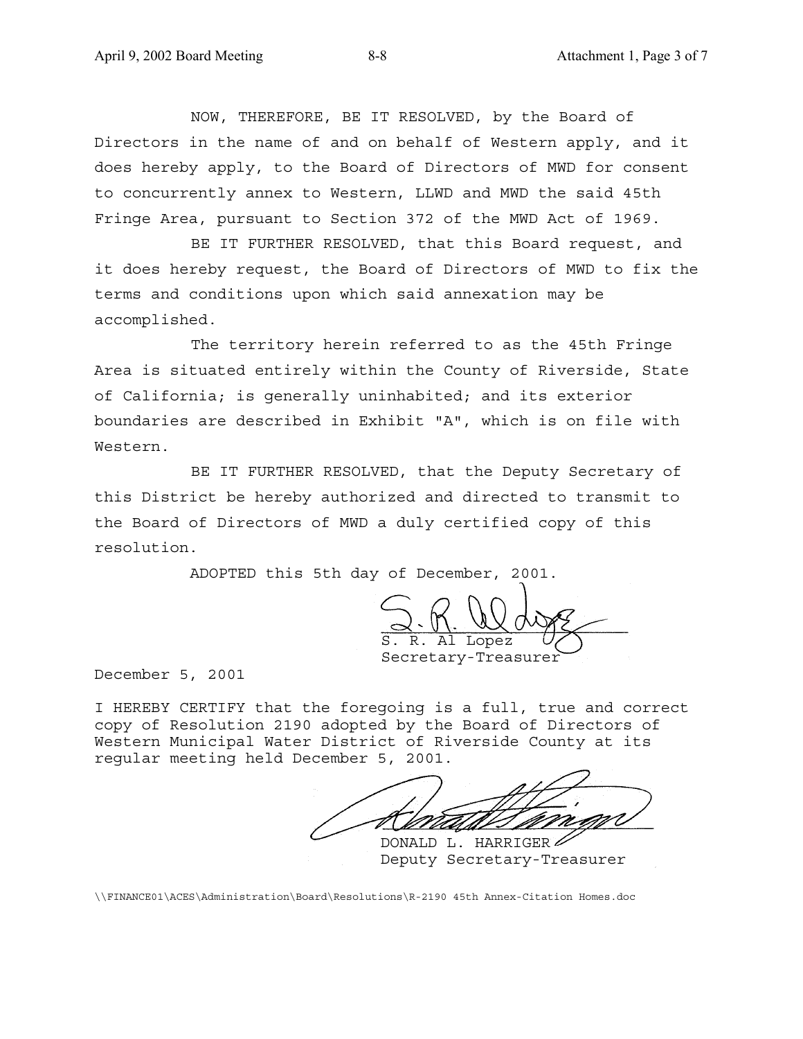NOW, THEREFORE, BE IT RESOLVED, by the Board of Directors in the name of and on behalf of Western apply, and it does hereby apply, to the Board of Directors of MWD for consent to concurrently annex to Western, LLWD and MWD the said 45th Fringe Area, pursuant to Section 372 of the MWD Act of 1969.

BE IT FURTHER RESOLVED, that this Board request, and it does hereby request, the Board of Directors of MWD to fix the terms and conditions upon which said annexation may be accomplished.

The territory herein referred to as the 45th Fringe Area is situated entirely within the County of Riverside, State of California; is generally uninhabited; and its exterior boundaries are described in Exhibit "A", which is on file with Western.

BE IT FURTHER RESOLVED, that the Deputy Secretary of this District be hereby authorized and directed to transmit to the Board of Directors of MWD a duly certified copy of this resolution.

ADOPTED this 5th day of December, 2001.

S. R. Al Lopez
Secretary-Treasurer

December 5, 2001

I HEREBY CERTIFY that the foregoing is a full, true and correct copy of Resolution 2190 adopted by the Board of Directors of Western Municipal Water District of Riverside County at its regular meeting held December 5, 2001.

DONALD L. HARRIGER
Deputy Secretary-Treasurer

\\FINANCE01\ACES\Administration\Board\Resolutions\R-2190 45th Annex-Citation Homes.doc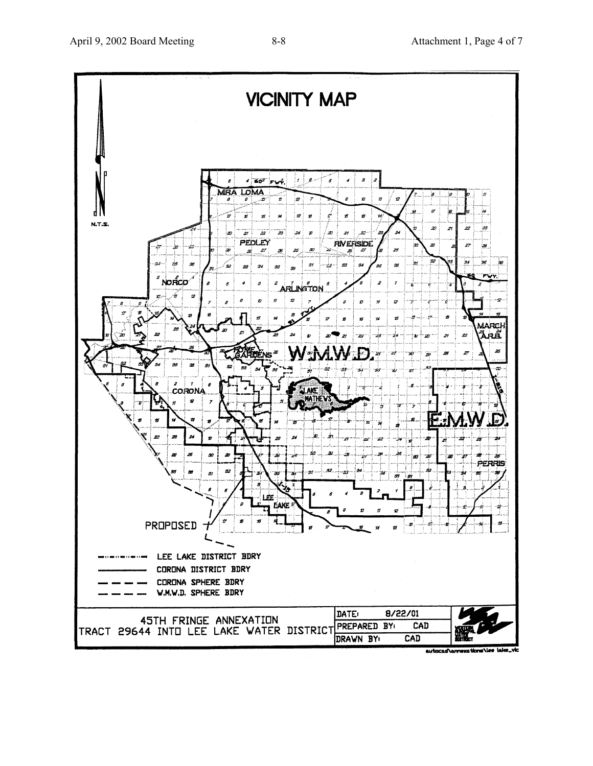# VICINITY MAP

N.T.S.

PROPOSED

- LEE LAKE DISTRICT BDRY
- CORONA DISTRICT BDRY
- CORONA SPHERE BDRY
- W.M.W.D. SPHERE BDRY

| 45TH FRINGE ANNEXATION TRACT 29644 INTO LEE LAKE WATER DISTRICT | DATE: 8/22/01 |
|---|---|
| | PREPARED BY: CAD |
| | DRAWN BY: CAD |

autocad\annexations\lee lake_vic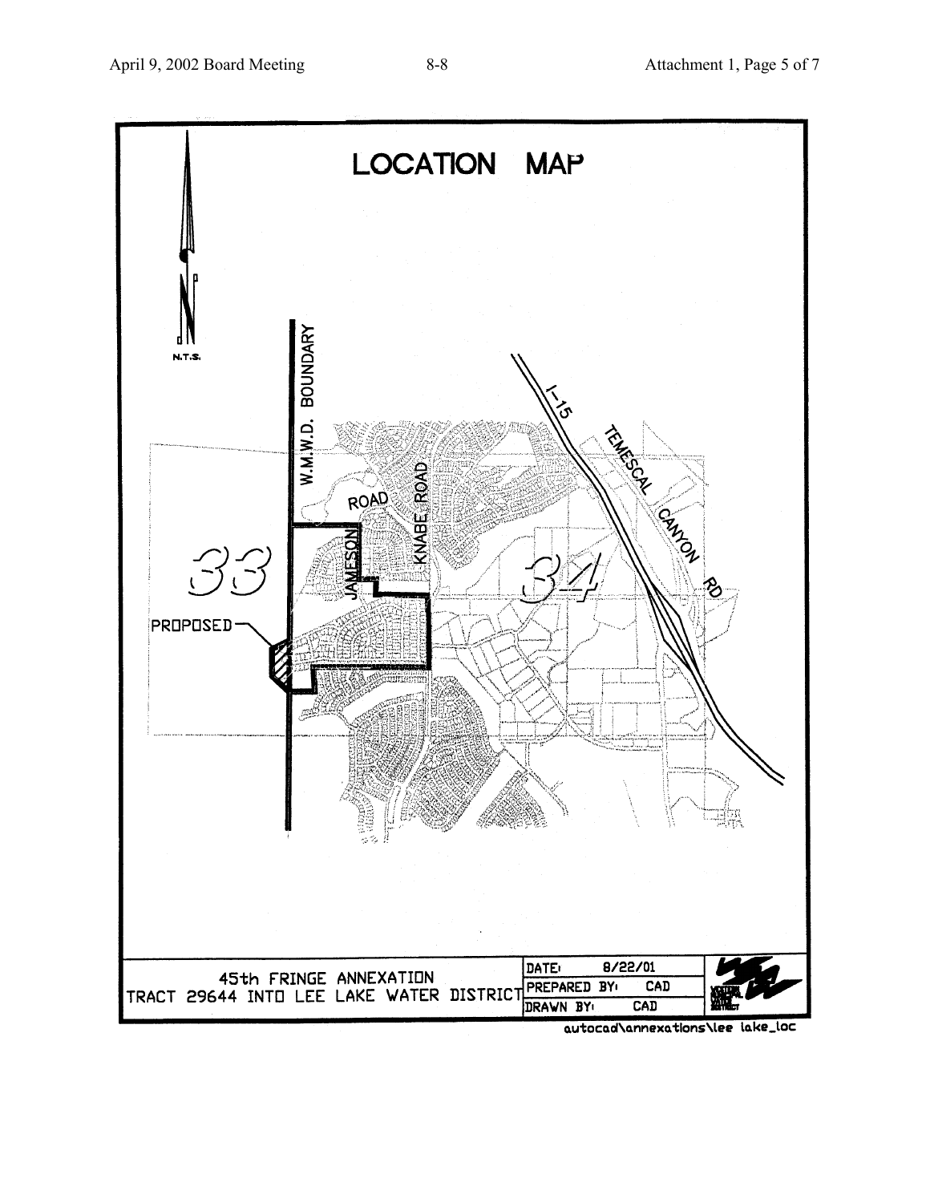# LOCATION MAP

N.T.S.

W.M.W.D. BOUNDARY

ROAD

JAMESON

KNABE ROAD

I-15

TEMESCAL CANYON RD

33

34

PROPOSED

| 45th FRINGE ANNEXATION TRACT 29644 INTO LEE LAKE WATER DISTRICT | DATE: 8/22/01 |
|---|---|
| | PREPARED BY: CAD |
| | DRAWN BY: CAD |

autocad\annexations\lee lake_loc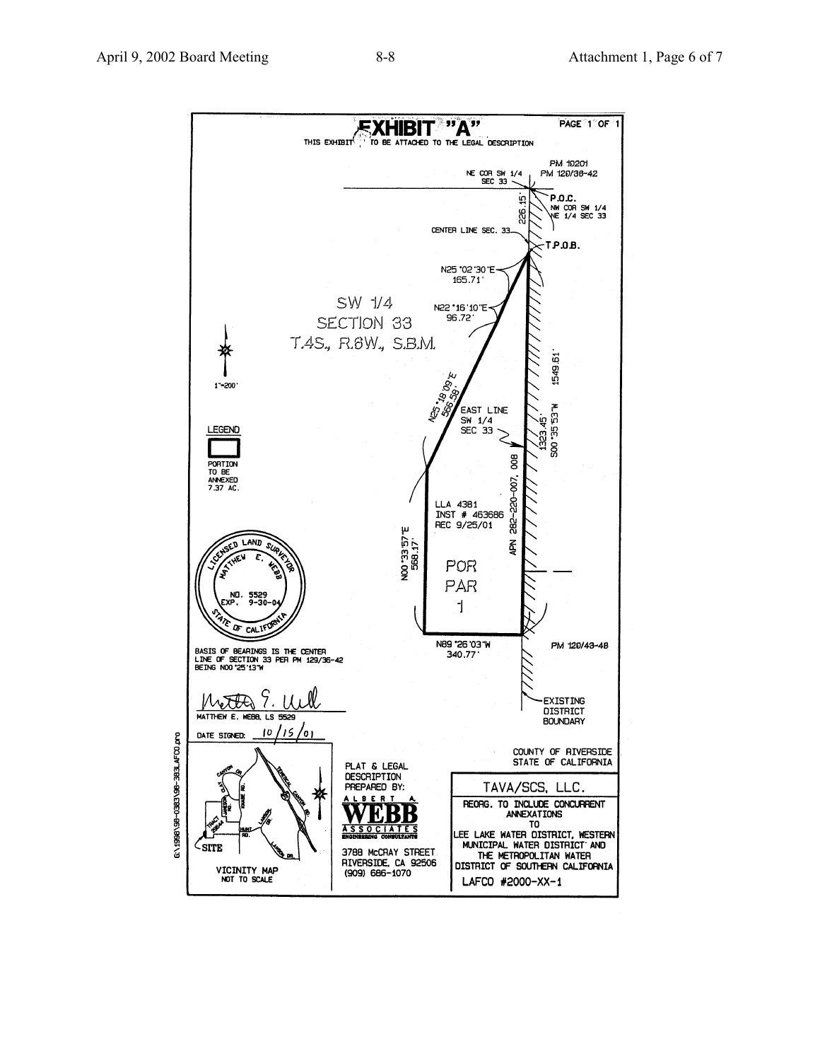# EXHIBIT "A"

PAGE 1 OF 1

THIS EXHIBIT TO BE ATTACHED TO THE LEGAL DESCRIPTION

PM 10201
PM 120/36-42

NE COR SW 1/4
SEC 33

226.15'

P.O.C.
NW COR SW 1/4
NE 1/4 SEC 33

CENTER LINE SEC. 33

T.P.O.B.

N25°02'30"E
165.71'

N22°16'10"E
96.72'

SW 1/4
SECTION 33
T.4S., R.6W., S.B.M.

1"=200'

N25°18'09"E
566.58'

EAST LINE
SW 1/4
SEC 33

1549.61'

1323.45'

S00°35'53"W

LEGEND

PORTION TO BE ANNEXED 7.37 AC.

APN 282-220-007, 008

LLA 4381
INST # 463686
REC 9/25/01

N00°33'57"E
568.17'

POR
PAR
1

LICENSED LAND SURVEYOR
MATTHEW E. WEBB
NO. 5529
EXP. 9-30-04
STATE OF CALIFORNIA

N89°26'03"W
340.77'

PM 120/43-48

BASIS OF BEARINGS IS THE CENTER LINE OF SECTION 33 PER PM 129/36-42 BEING N00°25'13"W

EXISTING DISTRICT BOUNDARY

MATTHEW E. WEBB, LS 5529

DATE SIGNED: 10/15/01

COUNTY OF RIVERSIDE
STATE OF CALIFORNIA

VICINITY MAP
NOT TO SCALE

SITE

PLAT & LEGAL DESCRIPTION PREPARED BY:

ALBERT A. WEBB ASSOCIATES
ENGINEERING CONSULTANTS
3788 McCRAY STREET
RIVERSIDE, CA 92506
(909) 686-1070

TAVA/SCS, LLC.

REORG. TO INCLUDE CONCURRENT ANNEXATIONS TO LEE LAKE WATER DISTRICT, WESTERN MUNICIPAL WATER DISTRICT AND THE METROPOLITAN WATER DISTRICT OF SOUTHERN CALIFORNIA

LAFCO #2000-XX-1

G:\1998\98-0383\98-383LAFCO.pro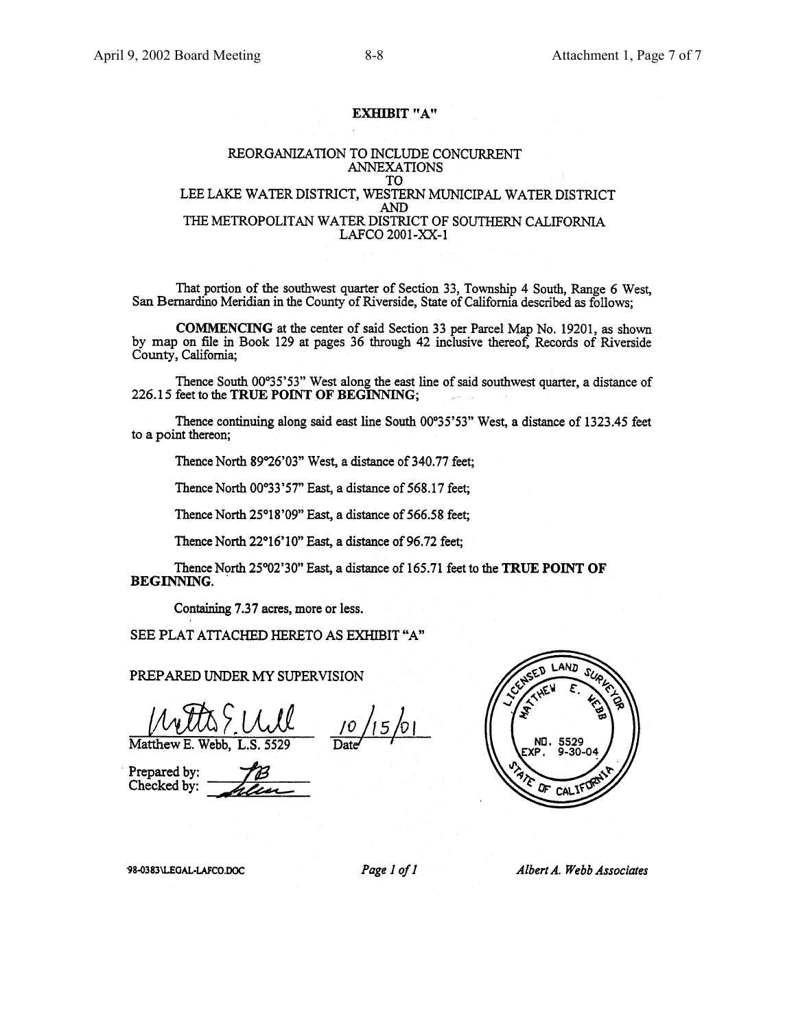# EXHIBIT "A"

## REORGANIZATION TO INCLUDE CONCURRENT ANNEXATIONS TO LEE LAKE WATER DISTRICT, WESTERN MUNICIPAL WATER DISTRICT AND THE METROPOLITAN WATER DISTRICT OF SOUTHERN CALIFORNIA LAFCO 2001-XX-1

That portion of the southwest quarter of Section 33, Township 4 South, Range 6 West, San Bernardino Meridian in the County of Riverside, State of California described as follows;

**COMMENCING** at the center of said Section 33 per Parcel Map No. 19201, as shown by map on file in Book 129 at pages 36 through 42 inclusive thereof, Records of Riverside County, California;

Thence South 00°35'53" West along the east line of said southwest quarter, a distance of 226.15 feet to the **TRUE POINT OF BEGINNING**;

Thence continuing along said east line South 00°35'53" West, a distance of 1323.45 feet to a point thereon;

Thence North 89°26'03" West, a distance of 340.77 feet;

Thence North 00°33'57" East, a distance of 568.17 feet;

Thence North 25°18'09" East, a distance of 566.58 feet;

Thence North 22°16'10" East, a distance of 96.72 feet;

Thence North 25°02'30" East, a distance of 165.71 feet to the **TRUE POINT OF BEGINNING**.

Containing 7.37 acres, more or less.

SEE PLAT ATTACHED HERETO AS EXHIBIT "A"

PREPARED UNDER MY SUPERVISION

Matthew E. Webb, L.S. 5529 — Date: 10/15/01

Prepared by: TB
Checked by:

LICENSED LAND SURVEYOR — MATTHEW E. WEBB — NO. 5529 — EXP. 9-30-04 — STATE OF CALIFORNIA

98-0383\LEGAL-LAFCO.DOC — *Page 1 of 1* — *Albert A. Webb Associates*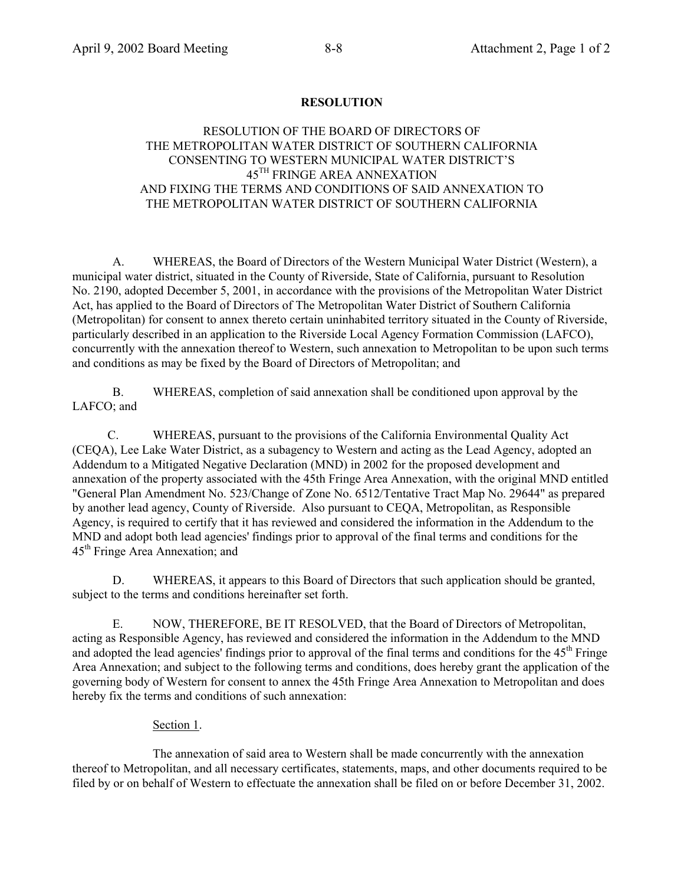**RESOLUTION**

RESOLUTION OF THE BOARD OF DIRECTORS OF
THE METROPOLITAN WATER DISTRICT OF SOUTHERN CALIFORNIA
CONSENTING TO WESTERN MUNICIPAL WATER DISTRICT'S
45[TH] FRINGE AREA ANNEXATION
AND FIXING THE TERMS AND CONDITIONS OF SAID ANNEXATION TO
THE METROPOLITAN WATER DISTRICT OF SOUTHERN CALIFORNIA

A. WHEREAS, the Board of Directors of the Western Municipal Water District (Western), a municipal water district, situated in the County of Riverside, State of California, pursuant to Resolution No. 2190, adopted December 5, 2001, in accordance with the provisions of the Metropolitan Water District Act, has applied to the Board of Directors of The Metropolitan Water District of Southern California (Metropolitan) for consent to annex thereto certain uninhabited territory situated in the County of Riverside, particularly described in an application to the Riverside Local Agency Formation Commission (LAFCO), concurrently with the annexation thereof to Western, such annexation to Metropolitan to be upon such terms and conditions as may be fixed by the Board of Directors of Metropolitan; and

B. WHEREAS, completion of said annexation shall be conditioned upon approval by the LAFCO; and

C. WHEREAS, pursuant to the provisions of the California Environmental Quality Act (CEQA), Lee Lake Water District, as a subagency to Western and acting as the Lead Agency, adopted an Addendum to a Mitigated Negative Declaration (MND) in 2002 for the proposed development and annexation of the property associated with the 45th Fringe Area Annexation, with the original MND entitled "General Plan Amendment No. 523/Change of Zone No. 6512/Tentative Tract Map No. 29644" as prepared by another lead agency, County of Riverside. Also pursuant to CEQA, Metropolitan, as Responsible Agency, is required to certify that it has reviewed and considered the information in the Addendum to the MND and adopt both lead agencies' findings prior to approval of the final terms and conditions for the 45[th] Fringe Area Annexation; and

D. WHEREAS, it appears to this Board of Directors that such application should be granted, subject to the terms and conditions hereinafter set forth.

E. NOW, THEREFORE, BE IT RESOLVED, that the Board of Directors of Metropolitan, acting as Responsible Agency, has reviewed and considered the information in the Addendum to the MND and adopted the lead agencies' findings prior to approval of the final terms and conditions for the 45[th] Fringe Area Annexation; and subject to the following terms and conditions, does hereby grant the application of the governing body of Western for consent to annex the 45th Fringe Area Annexation to Metropolitan and does hereby fix the terms and conditions of such annexation:

Section 1.

The annexation of said area to Western shall be made concurrently with the annexation thereof to Metropolitan, and all necessary certificates, statements, maps, and other documents required to be filed by or on behalf of Western to effectuate the annexation shall be filed on or before December 31, 2002.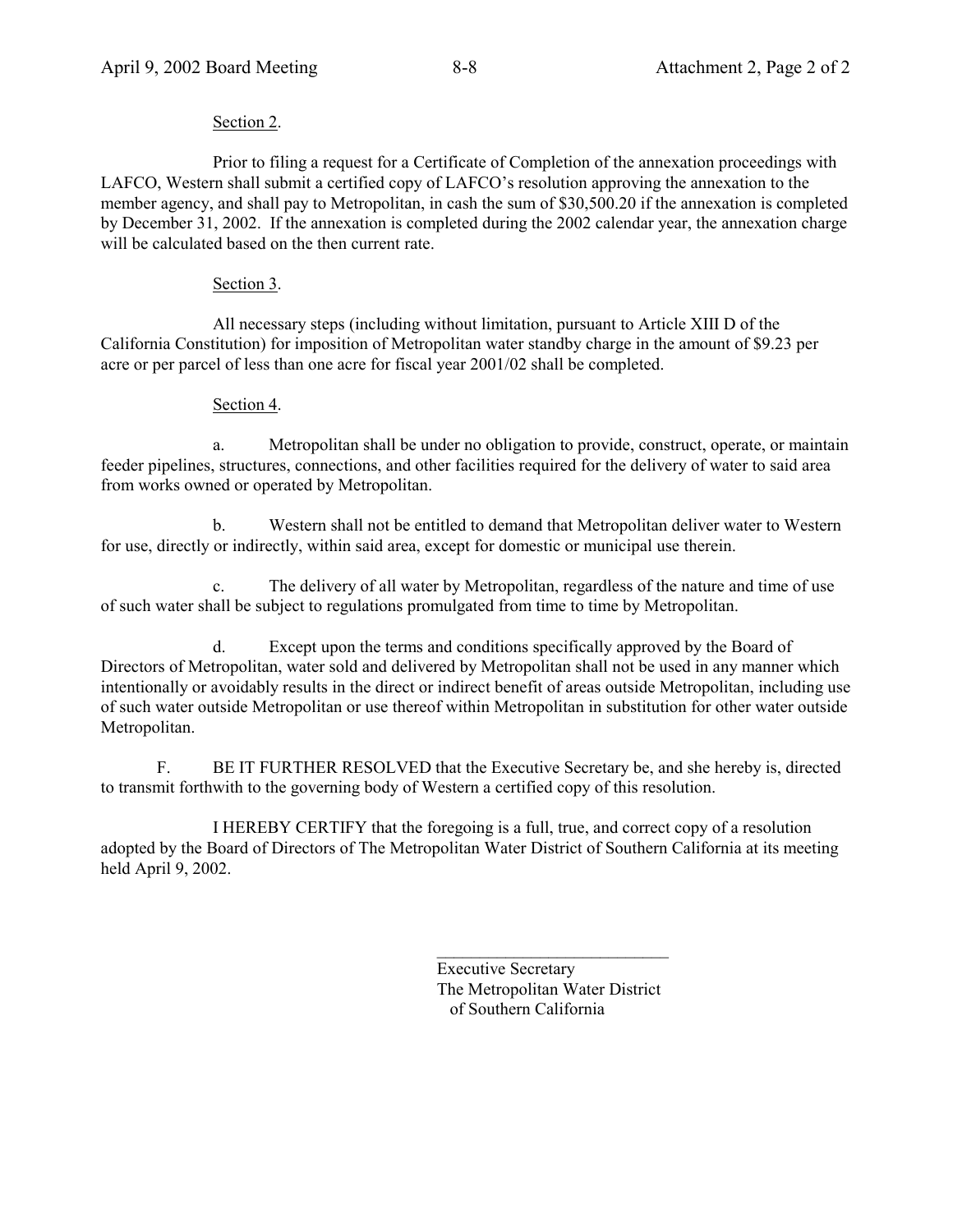Section 2.

Prior to filing a request for a Certificate of Completion of the annexation proceedings with LAFCO, Western shall submit a certified copy of LAFCO's resolution approving the annexation to the member agency, and shall pay to Metropolitan, in cash the sum of $30,500.20 if the annexation is completed by December 31, 2002. If the annexation is completed during the 2002 calendar year, the annexation charge will be calculated based on the then current rate.

Section 3.

All necessary steps (including without limitation, pursuant to Article XIII D of the California Constitution) for imposition of Metropolitan water standby charge in the amount of $9.23 per acre or per parcel of less than one acre for fiscal year 2001/02 shall be completed.

Section 4.

a. Metropolitan shall be under no obligation to provide, construct, operate, or maintain feeder pipelines, structures, connections, and other facilities required for the delivery of water to said area from works owned or operated by Metropolitan.

b. Western shall not be entitled to demand that Metropolitan deliver water to Western for use, directly or indirectly, within said area, except for domestic or municipal use therein.

c. The delivery of all water by Metropolitan, regardless of the nature and time of use of such water shall be subject to regulations promulgated from time to time by Metropolitan.

d. Except upon the terms and conditions specifically approved by the Board of Directors of Metropolitan, water sold and delivered by Metropolitan shall not be used in any manner which intentionally or avoidably results in the direct or indirect benefit of areas outside Metropolitan, including use of such water outside Metropolitan or use thereof within Metropolitan in substitution for other water outside Metropolitan.

F. BE IT FURTHER RESOLVED that the Executive Secretary be, and she hereby is, directed to transmit forthwith to the governing body of Western a certified copy of this resolution.

I HEREBY CERTIFY that the foregoing is a full, true, and correct copy of a resolution adopted by the Board of Directors of The Metropolitan Water District of Southern California at its meeting held April 9, 2002.

\_\_\_\_\_\_\_\_\_\_\_\_\_\_\_\_\_\_\_\_\_\_\_\_\_\_\_

Executive Secretary
The Metropolitan Water District
of Southern California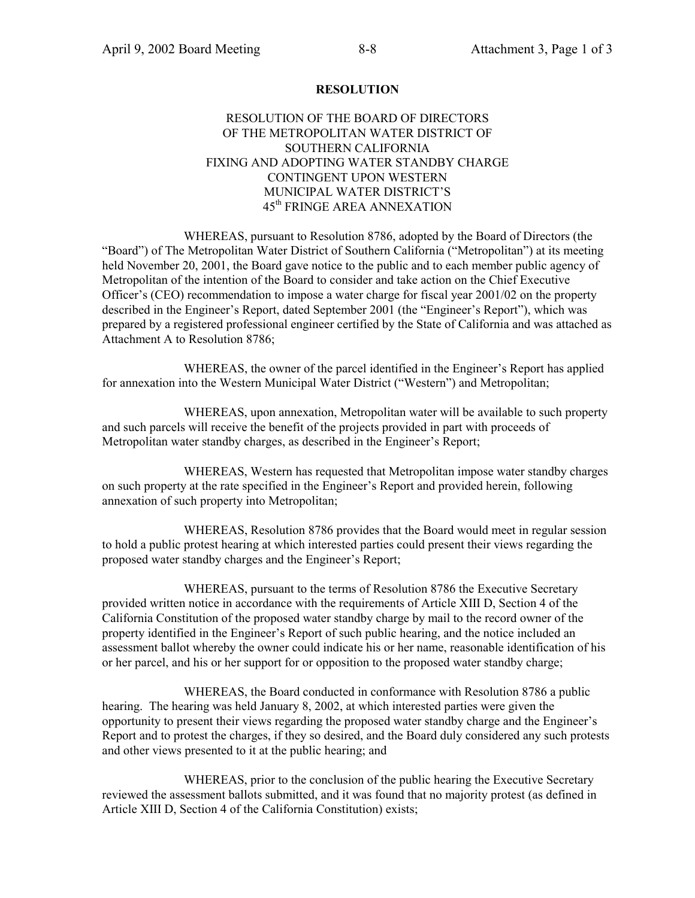**RESOLUTION**

RESOLUTION OF THE BOARD OF DIRECTORS
OF THE METROPOLITAN WATER DISTRICT OF
SOUTHERN CALIFORNIA
FIXING AND ADOPTING WATER STANDBY CHARGE
CONTINGENT UPON WESTERN
MUNICIPAL WATER DISTRICT'S
45th FRINGE AREA ANNEXATION

WHEREAS, pursuant to Resolution 8786, adopted by the Board of Directors (the "Board") of The Metropolitan Water District of Southern California ("Metropolitan") at its meeting held November 20, 2001, the Board gave notice to the public and to each member public agency of Metropolitan of the intention of the Board to consider and take action on the Chief Executive Officer's (CEO) recommendation to impose a water charge for fiscal year 2001/02 on the property described in the Engineer's Report, dated September 2001 (the "Engineer's Report"), which was prepared by a registered professional engineer certified by the State of California and was attached as Attachment A to Resolution 8786;

WHEREAS, the owner of the parcel identified in the Engineer's Report has applied for annexation into the Western Municipal Water District ("Western") and Metropolitan;

WHEREAS, upon annexation, Metropolitan water will be available to such property and such parcels will receive the benefit of the projects provided in part with proceeds of Metropolitan water standby charges, as described in the Engineer's Report;

WHEREAS, Western has requested that Metropolitan impose water standby charges on such property at the rate specified in the Engineer's Report and provided herein, following annexation of such property into Metropolitan;

WHEREAS, Resolution 8786 provides that the Board would meet in regular session to hold a public protest hearing at which interested parties could present their views regarding the proposed water standby charges and the Engineer's Report;

WHEREAS, pursuant to the terms of Resolution 8786 the Executive Secretary provided written notice in accordance with the requirements of Article XIII D, Section 4 of the California Constitution of the proposed water standby charge by mail to the record owner of the property identified in the Engineer's Report of such public hearing, and the notice included an assessment ballot whereby the owner could indicate his or her name, reasonable identification of his or her parcel, and his or her support for or opposition to the proposed water standby charge;

WHEREAS, the Board conducted in conformance with Resolution 8786 a public hearing. The hearing was held January 8, 2002, at which interested parties were given the opportunity to present their views regarding the proposed water standby charge and the Engineer's Report and to protest the charges, if they so desired, and the Board duly considered any such protests and other views presented to it at the public hearing; and

WHEREAS, prior to the conclusion of the public hearing the Executive Secretary reviewed the assessment ballots submitted, and it was found that no majority protest (as defined in Article XIII D, Section 4 of the California Constitution) exists;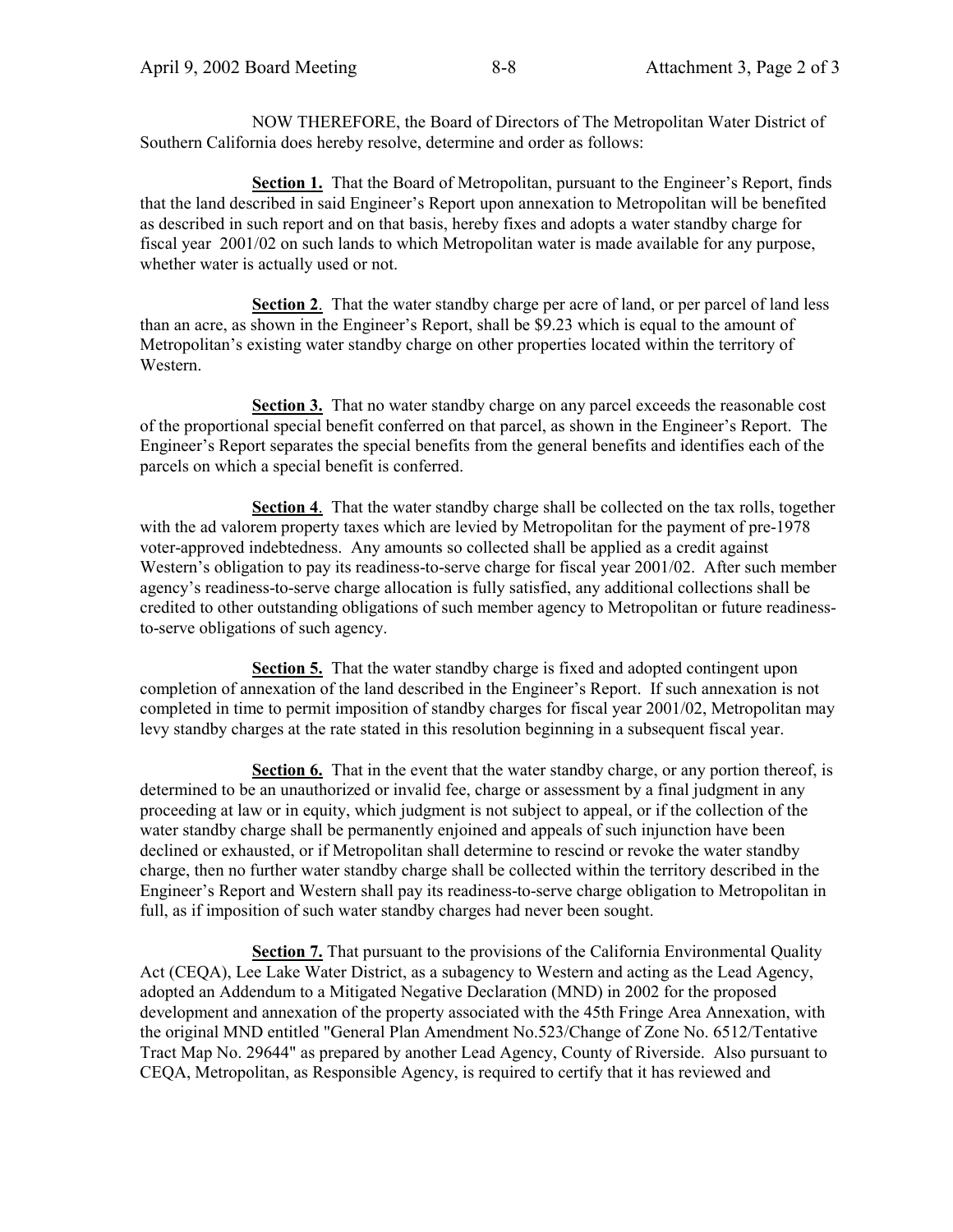NOW THEREFORE, the Board of Directors of The Metropolitan Water District of Southern California does hereby resolve, determine and order as follows:

**Section 1.** That the Board of Metropolitan, pursuant to the Engineer's Report, finds that the land described in said Engineer's Report upon annexation to Metropolitan will be benefited as described in such report and on that basis, hereby fixes and adopts a water standby charge for fiscal year 2001/02 on such lands to which Metropolitan water is made available for any purpose, whether water is actually used or not.

**Section 2**. That the water standby charge per acre of land, or per parcel of land less than an acre, as shown in the Engineer's Report, shall be $9.23 which is equal to the amount of Metropolitan's existing water standby charge on other properties located within the territory of Western.

**Section 3.** That no water standby charge on any parcel exceeds the reasonable cost of the proportional special benefit conferred on that parcel, as shown in the Engineer's Report. The Engineer's Report separates the special benefits from the general benefits and identifies each of the parcels on which a special benefit is conferred.

**Section 4**. That the water standby charge shall be collected on the tax rolls, together with the ad valorem property taxes which are levied by Metropolitan for the payment of pre-1978 voter-approved indebtedness. Any amounts so collected shall be applied as a credit against Western's obligation to pay its readiness-to-serve charge for fiscal year 2001/02. After such member agency's readiness-to-serve charge allocation is fully satisfied, any additional collections shall be credited to other outstanding obligations of such member agency to Metropolitan or future readiness-to-serve obligations of such agency.

**Section 5.** That the water standby charge is fixed and adopted contingent upon completion of annexation of the land described in the Engineer's Report. If such annexation is not completed in time to permit imposition of standby charges for fiscal year 2001/02, Metropolitan may levy standby charges at the rate stated in this resolution beginning in a subsequent fiscal year.

**Section 6.** That in the event that the water standby charge, or any portion thereof, is determined to be an unauthorized or invalid fee, charge or assessment by a final judgment in any proceeding at law or in equity, which judgment is not subject to appeal, or if the collection of the water standby charge shall be permanently enjoined and appeals of such injunction have been declined or exhausted, or if Metropolitan shall determine to rescind or revoke the water standby charge, then no further water standby charge shall be collected within the territory described in the Engineer's Report and Western shall pay its readiness-to-serve charge obligation to Metropolitan in full, as if imposition of such water standby charges had never been sought.

**Section 7.** That pursuant to the provisions of the California Environmental Quality Act (CEQA), Lee Lake Water District, as a subagency to Western and acting as the Lead Agency, adopted an Addendum to a Mitigated Negative Declaration (MND) in 2002 for the proposed development and annexation of the property associated with the 45th Fringe Area Annexation, with the original MND entitled "General Plan Amendment No.523/Change of Zone No. 6512/Tentative Tract Map No. 29644" as prepared by another Lead Agency, County of Riverside. Also pursuant to CEQA, Metropolitan, as Responsible Agency, is required to certify that it has reviewed and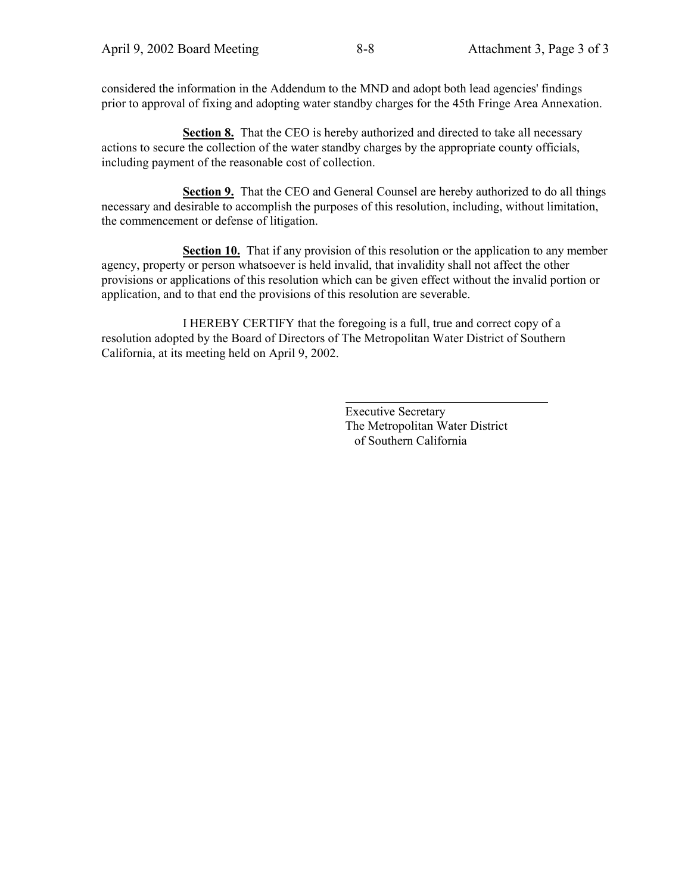considered the information in the Addendum to the MND and adopt both lead agencies' findings prior to approval of fixing and adopting water standby charges for the 45th Fringe Area Annexation.

**Section 8.** That the CEO is hereby authorized and directed to take all necessary actions to secure the collection of the water standby charges by the appropriate county officials, including payment of the reasonable cost of collection.

**Section 9.** That the CEO and General Counsel are hereby authorized to do all things necessary and desirable to accomplish the purposes of this resolution, including, without limitation, the commencement or defense of litigation.

**Section 10.** That if any provision of this resolution or the application to any member agency, property or person whatsoever is held invalid, that invalidity shall not affect the other provisions or applications of this resolution which can be given effect without the invalid portion or application, and to that end the provisions of this resolution are severable.

I HEREBY CERTIFY that the foregoing is a full, true and correct copy of a resolution adopted by the Board of Directors of The Metropolitan Water District of Southern California, at its meeting held on April 9, 2002.

Executive Secretary
The Metropolitan Water District
of Southern California